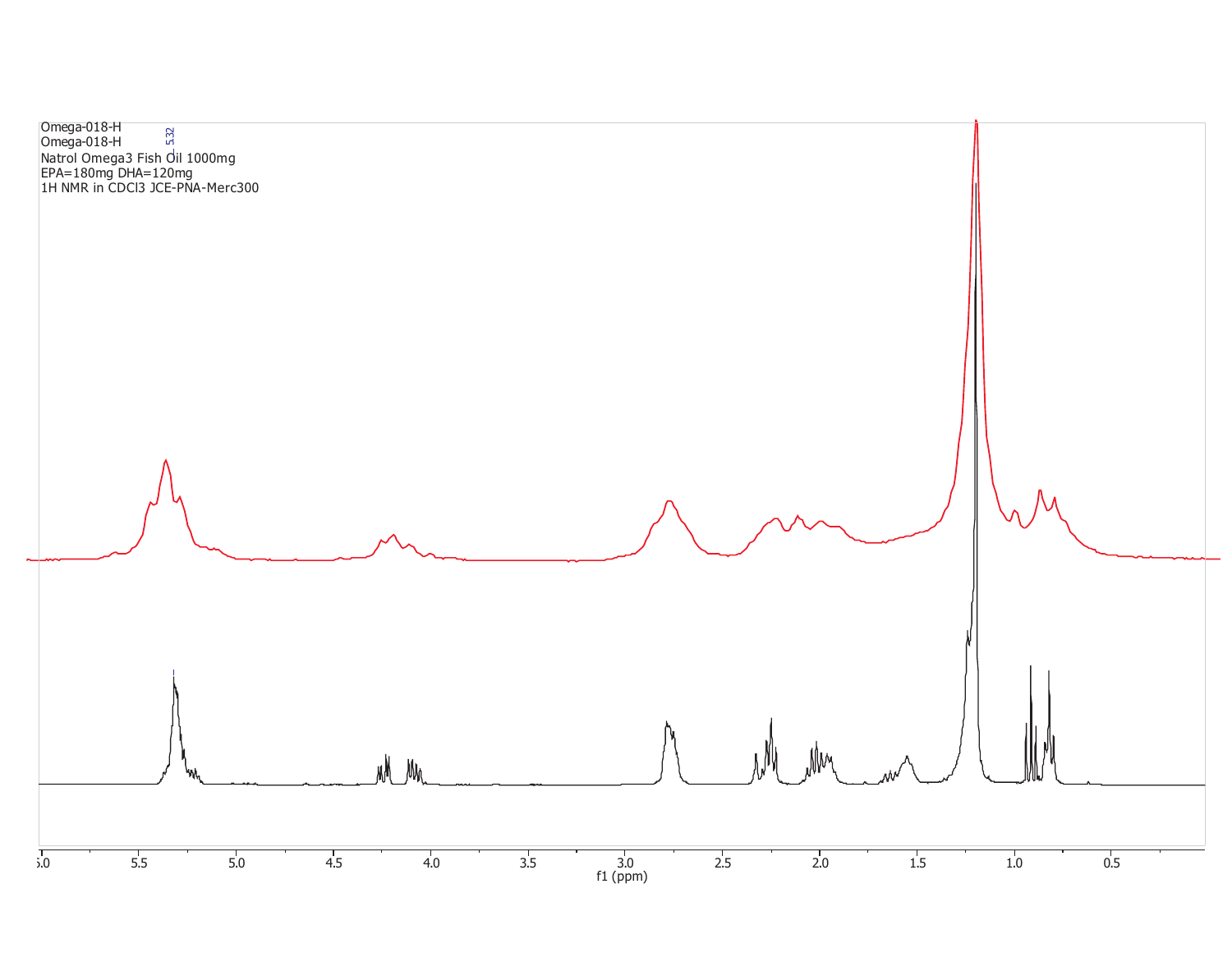Omega-018-H
Omega-018-H
Natrol Omega3 Fish Oil 1000mg
EPA=180mg DHA=120mg
1H NMR in CDCl3 JCE-PNA-Merc300

5.32

f1 (ppm)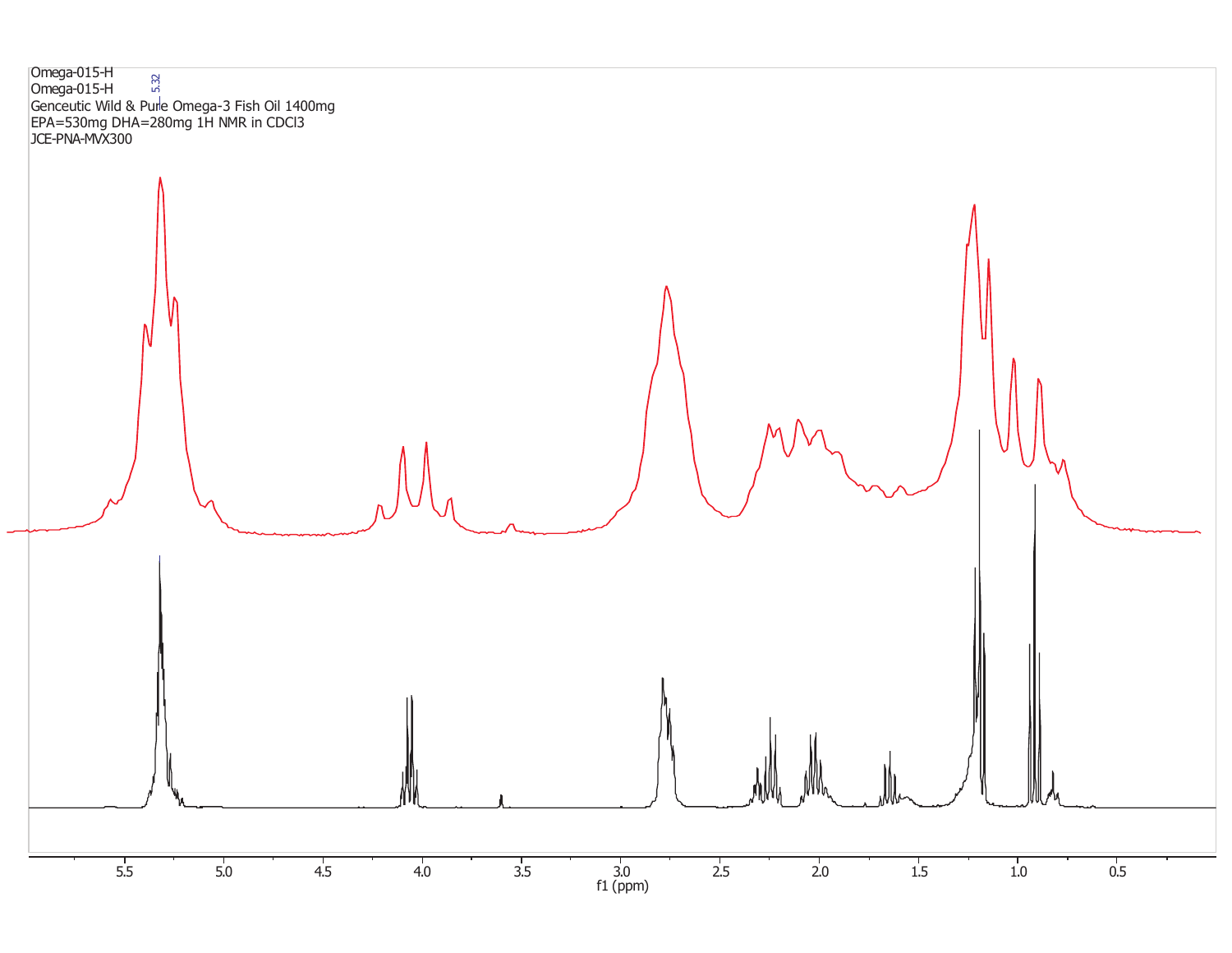Omega-015-H
Omega-015-H
Genceutic Wild & Pure Omega-3 Fish Oil 1400mg
EPA=530mg DHA=280mg 1H NMR in CDCl3
JCE-PNA-MVX300

5.32

5.5 5.0 4.5 4.0 3.5 3.0 2.5 2.0 1.5 1.0 0.5

f1 (ppm)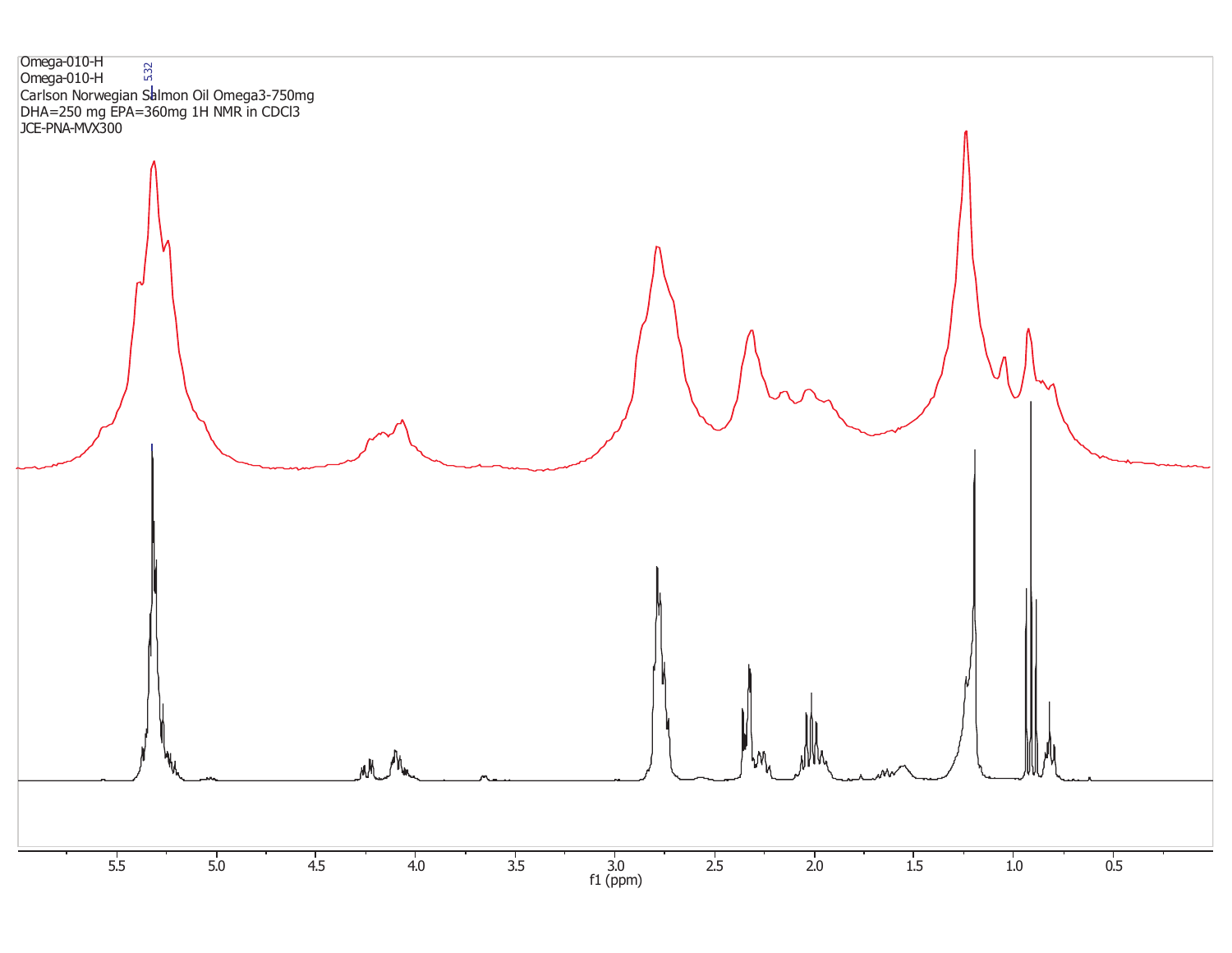Omega-010-H
Omega-010-H
Carlson Norwegian Salmon Oil Omega3-750mg
DHA=250 mg EPA=360mg 1H NMR in CDCl3
JCE-PNA-MVX300

5.32

5.5 5.0 4.5 4.0 3.5 3.0 2.5 2.0 1.5 1.0 0.5
f1 (ppm)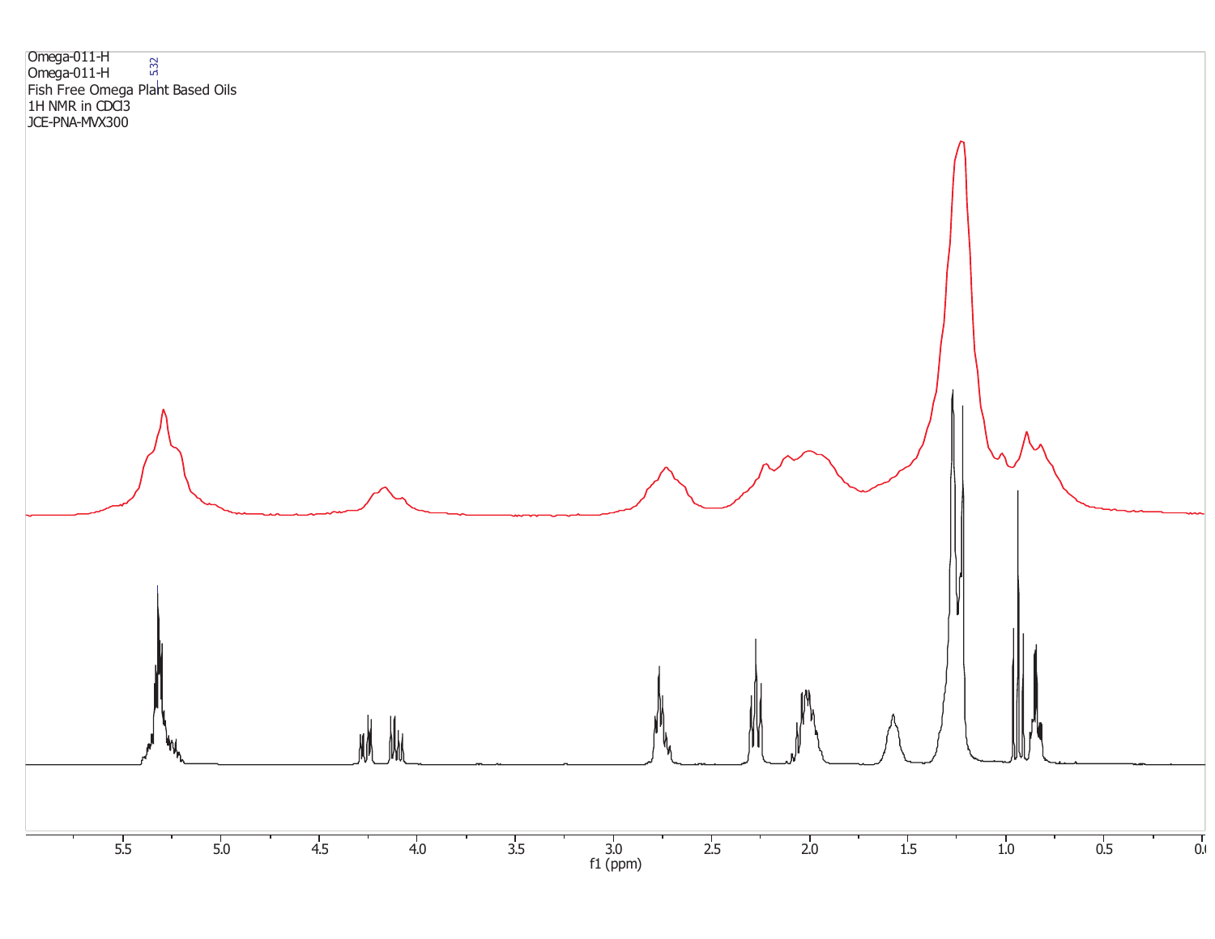Omega-011-H
Omega-011-H
Fish Free Omega Plant Based Oils
1H NMR in CDCl3
JCE-PNA-MVX300

5.32

f1 (ppm)

5.5 5.0 4.5 4.0 3.5 3.0 2.5 2.0 1.5 1.0 0.5 0.0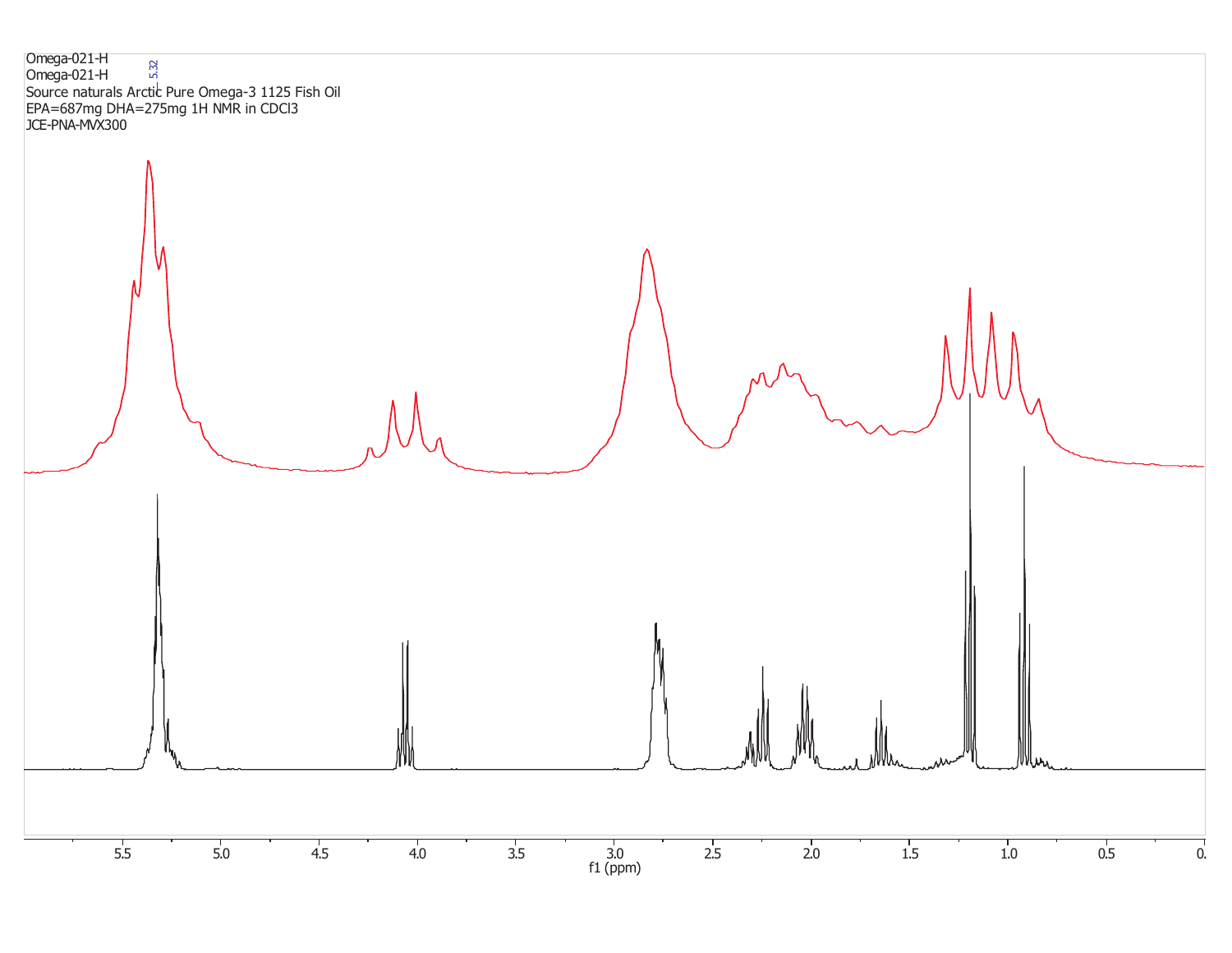Omega-021-H
Omega-021-H
Source naturals Arctic Pure Omega-3 1125 Fish Oil
EPA=687mg DHA=275mg 1H NMR in CDCl3
JCE-PNA-MVX300

5.32

5.5 5.0 4.5 4.0 3.5 3.0 2.5 2.0 1.5 1.0 0.5 0.

f1 (ppm)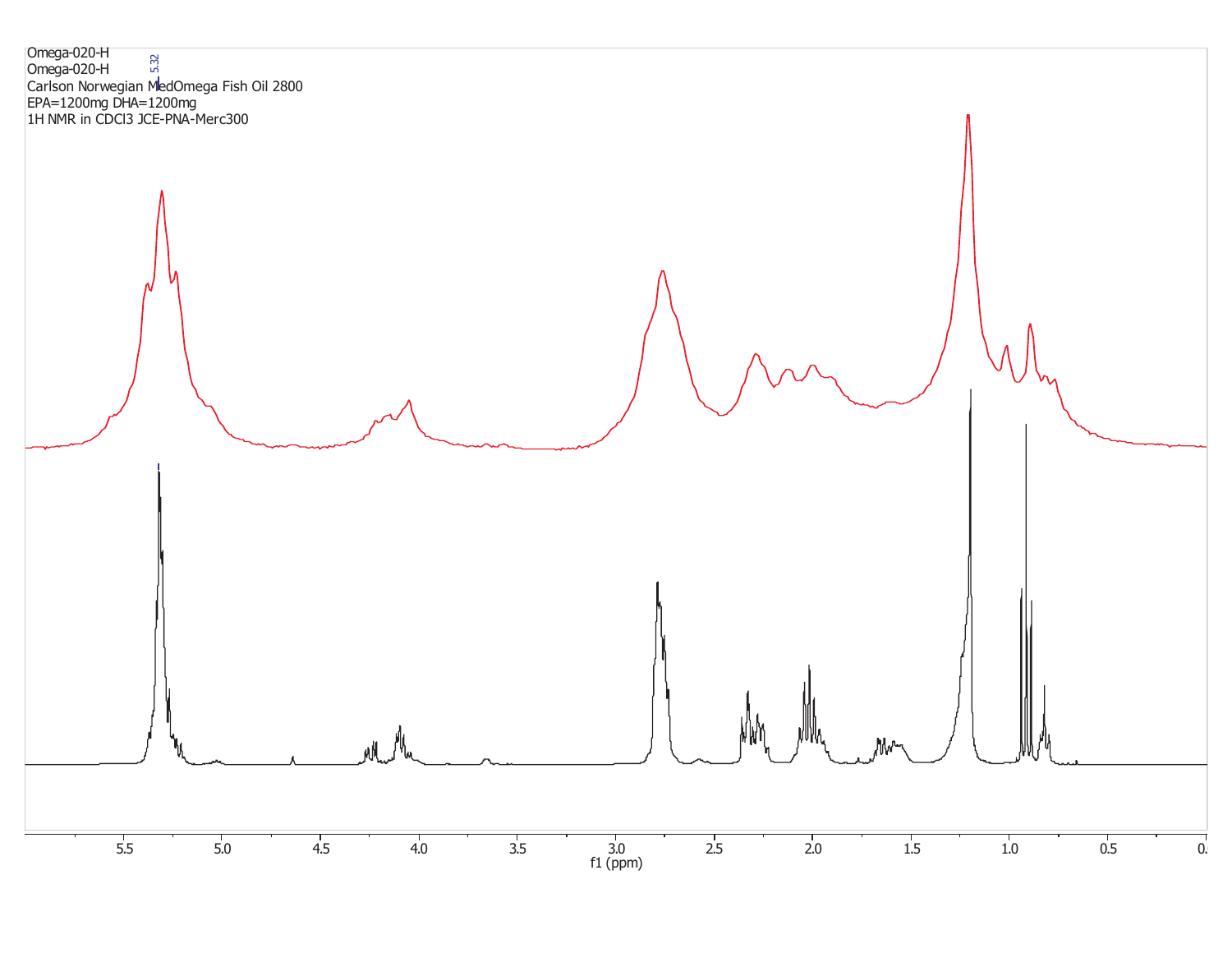Omega-020-H
Omega-020-H
Carlson Norwegian MedOmega Fish Oil 2800
EPA=1200mg DHA=1200mg
1H NMR in CDCl3 JCE-PNA-Merc300

5.32

5.5 5.0 4.5 4.0 3.5 3.0 2.5 2.0 1.5 1.0 0.5 0.0

f1 (ppm)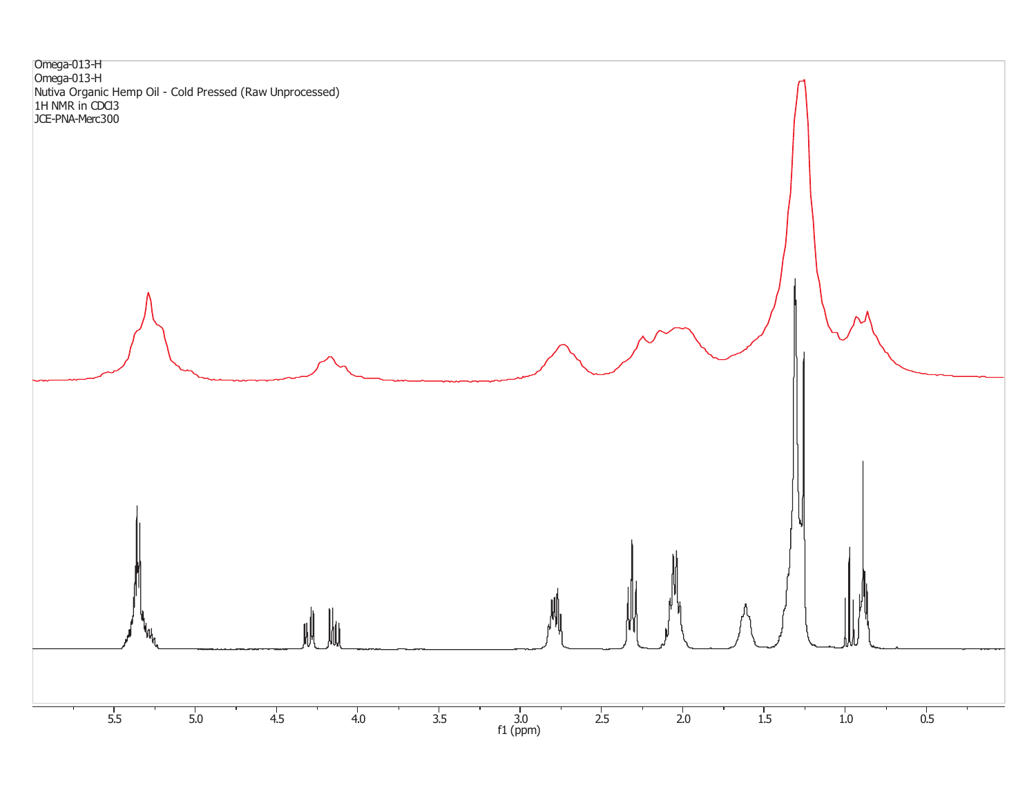Omega-013-H
Omega-013-H
Nutiva Organic Hemp Oil - Cold Pressed (Raw Unprocessed)
1H NMR in CDCl3
JCE-PNA-Merc300

5.5 5.0 4.5 4.0 3.5 3.0 2.5 2.0 1.5 1.0 0.5
f1 (ppm)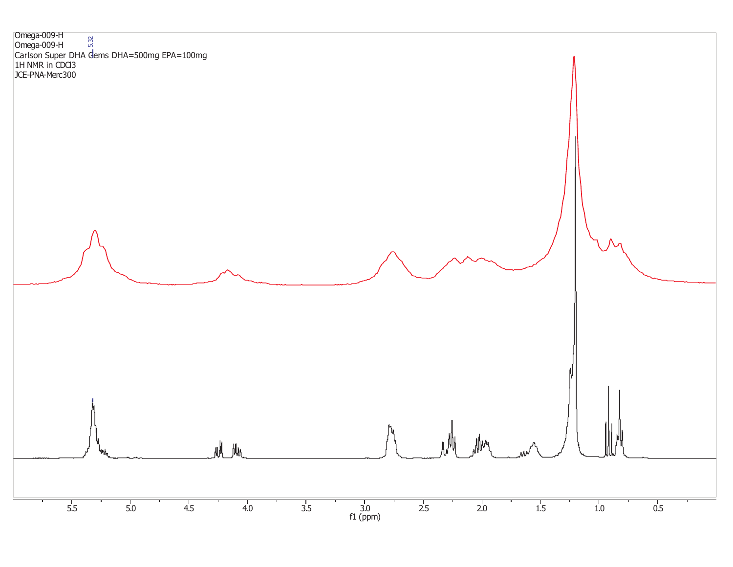Omega-009-H
Omega-009-H
Carlson Super DHA Gems DHA=500mg EPA=100mg
1H NMR in CDCl3
JCE-PNA-Merc300

5.32

5.5 5.0 4.5 4.0 3.5 3.0 2.5 2.0 1.5 1.0 0.5
f1 (ppm)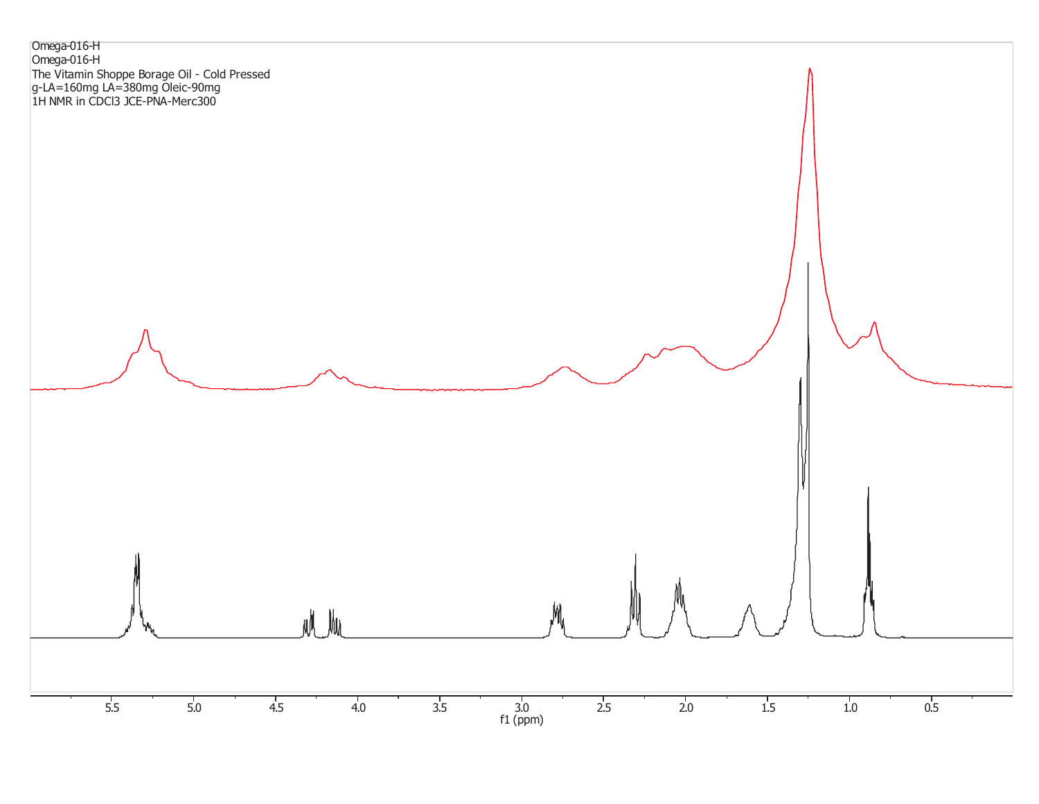Omega-016-H
Omega-016-H
The Vitamin Shoppe Borage Oil - Cold Pressed
g-LA=160mg LA=380mg Oleic-90mg
1H NMR in CDCl3 JCE-PNA-Merc300

5.5
5.0
4.5
4.0
3.5
3.0
2.5
2.0
1.5
1.0
0.5
f1 (ppm)